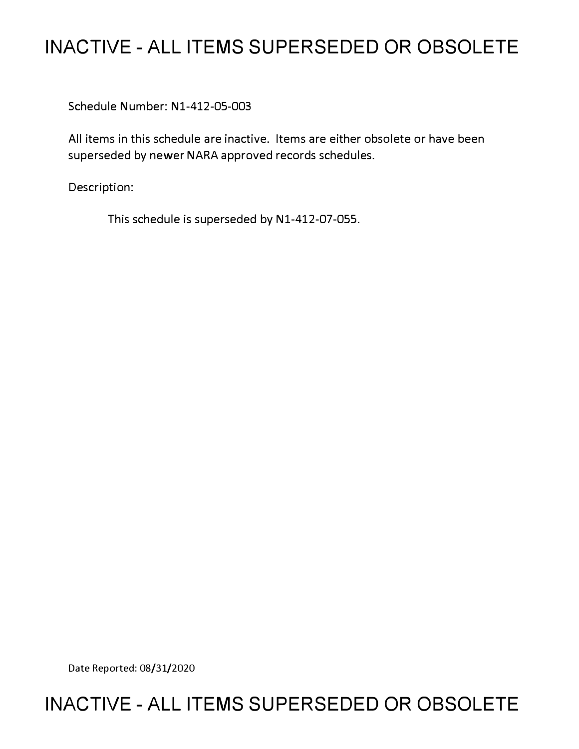# INACTIVE - ALL ITEMS SUPERSEDED OR OBSOLETE

Schedule Number: N1-412-05-003

All items in this schedule are inactive. Items are either obsolete or have been superseded by newer NARA approved records schedules.

Description:

This schedule is superseded by N1-412-07-055.

Date Reported: 08/31/2020

# INACTIVE - ALL ITEMS SUPERSEDED OR OBSOLETE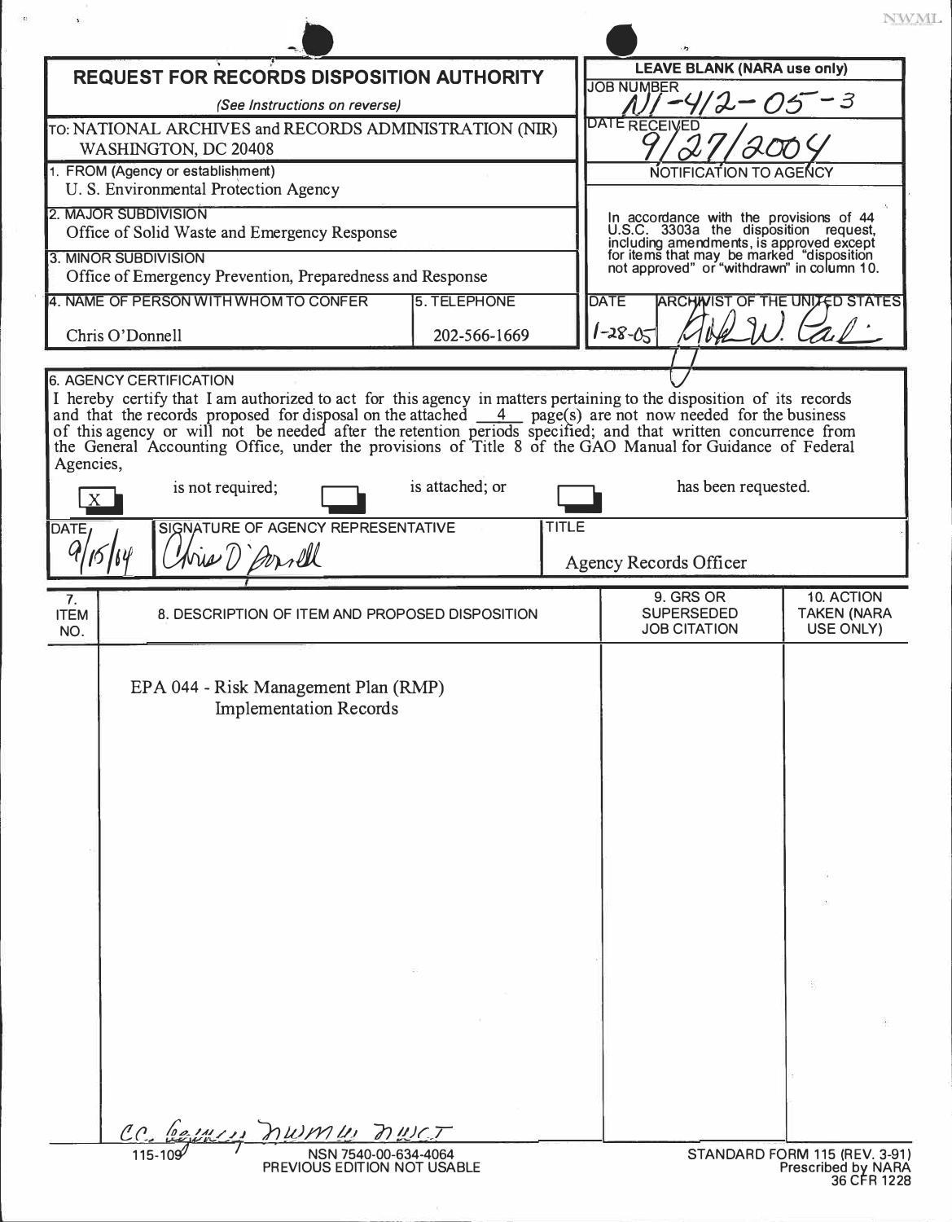NWML

# REQUEST FOR RECORDS DISPOSITION AUTHORITY

*(See Instructions on reverse)*

| | |
|---|---|
| TO: NATIONAL ARCHIVES and RECORDS ADMINISTRATION (NIR) WASHINGTON, DC 20408 | **LEAVE BLANK (NARA use only)** JOB NUMBER N1-412-05-3 |
| 1. FROM (Agency or establishment) U. S. Environmental Protection Agency | DATE RECEIVED 9/27/2004 |
| 2. MAJOR SUBDIVISION Office of Solid Waste and Emergency Response | NOTIFICATION TO AGENCY |
| 3. MINOR SUBDIVISION Office of Emergency Prevention, Preparedness and Response | In accordance with the provisions of 44 U.S.C. 3303a the disposition request, including amendments, is approved except for items that may be marked "disposition not approved" or "withdrawn" in column 10. |
| 4. NAME OF PERSON WITH WHOM TO CONFER: Chris O'Donnell — 5. TELEPHONE: 202-566-1669 | DATE 1-28-05 — ARCHIVIST OF THE UNITED STATES [signature] |

**6. AGENCY CERTIFICATION**

I hereby certify that I am authorized to act for this agency in matters pertaining to the disposition of its records and that the records proposed for disposal on the attached 4 page(s) are not now needed for the business of this agency or will not be needed after the retention periods specified; and that written concurrence from the General Accounting Office, under the provisions of Title 8 of the GAO Manual for Guidance of Federal Agencies,

[X] is not required; [ ] is attached; or [ ] has been requested.

| DATE | SIGNATURE OF AGENCY REPRESENTATIVE | TITLE |
|---|---|---|
| 9/15/04 | [signature] Chris O'Donnell | Agency Records Officer |

| 7. ITEM NO. | 8. DESCRIPTION OF ITEM AND PROPOSED DISPOSITION | 9. GRS OR SUPERSEDED JOB CITATION | 10. ACTION TAKEN (NARA USE ONLY) |
|---|---|---|---|
| | EPA 044 - Risk Management Plan (RMP) Implementation Records | | |

cc. Agency, NWMW, NWCT

115-109 NSN 7540-00-634-4064 PREVIOUS EDITION NOT USABLE

STANDARD FORM 115 (REV. 3-91) Prescribed by NARA 36 CFR 1228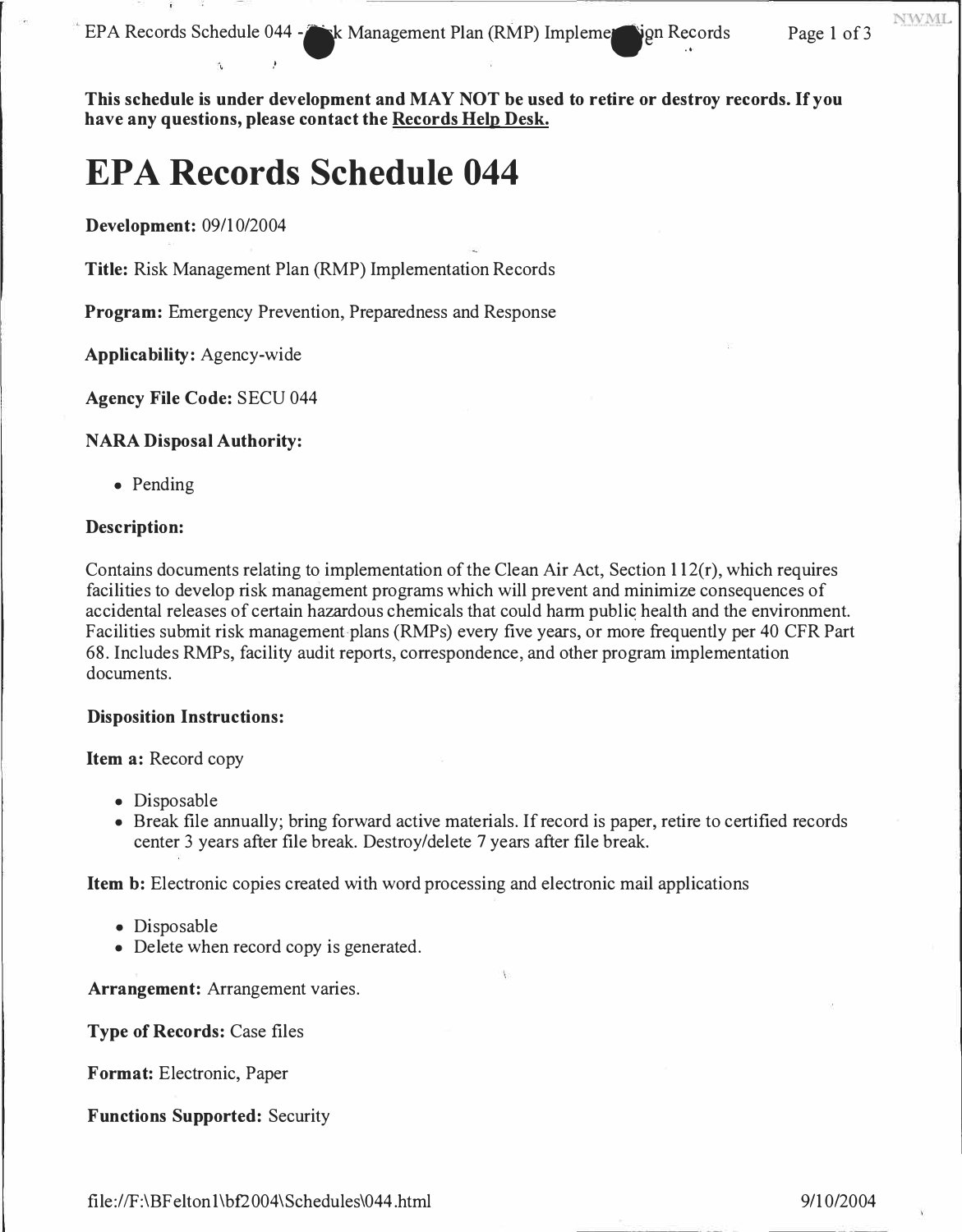**This schedule is under development and MAY NOT be used to retire or destroy records. If you have any questions, please contact the Records Help Desk.**

# EPA Records Schedule 044

**Development:** 09/10/2004

**Title:** Risk Management Plan (RMP) Implementation Records

**Program:** Emergency Prevention, Preparedness and Response

**Applicability:** Agency-wide

**Agency File Code:** SECU 044

**NARA Disposal Authority:**

- Pending

**Description:**

Contains documents relating to implementation of the Clean Air Act, Section 112(r), which requires facilities to develop risk management programs which will prevent and minimize consequences of accidental releases of certain hazardous chemicals that could harm public health and the environment. Facilities submit risk management plans (RMPs) every five years, or more frequently per 40 CFR Part 68. Includes RMPs, facility audit reports, correspondence, and other program implementation documents.

**Disposition Instructions:**

**Item a:** Record copy

- Disposable
- Break file annually; bring forward active materials. If record is paper, retire to certified records center 3 years after file break. Destroy/delete 7 years after file break.

**Item b:** Electronic copies created with word processing and electronic mail applications

- Disposable
- Delete when record copy is generated.

**Arrangement:** Arrangement varies.

**Type of Records:** Case files

**Format:** Electronic, Paper

**Functions Supported:** Security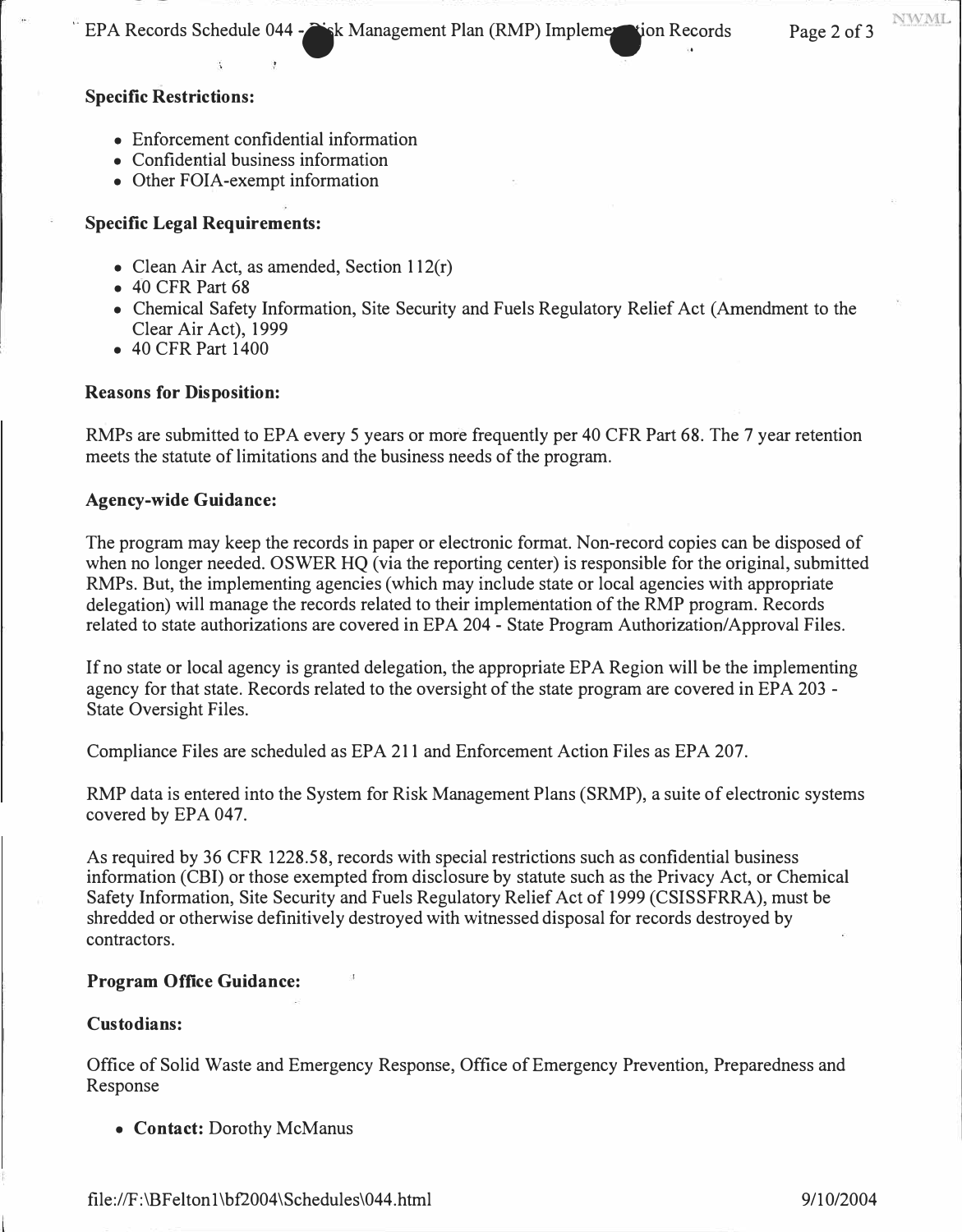**Specific Restrictions:**

- Enforcement confidential information
- Confidential business information
- Other FOIA-exempt information

**Specific Legal Requirements:**

- Clean Air Act, as amended, Section 112(r)
- 40 CFR Part 68
- Chemical Safety Information, Site Security and Fuels Regulatory Relief Act (Amendment to the Clear Air Act), 1999
- 40 CFR Part 1400

**Reasons for Disposition:**

RMPs are submitted to EPA every 5 years or more frequently per 40 CFR Part 68. The 7 year retention meets the statute of limitations and the business needs of the program.

**Agency-wide Guidance:**

The program may keep the records in paper or electronic format. Non-record copies can be disposed of when no longer needed. OSWER HQ (via the reporting center) is responsible for the original, submitted RMPs. But, the implementing agencies (which may include state or local agencies with appropriate delegation) will manage the records related to their implementation of the RMP program. Records related to state authorizations are covered in EPA 204 - State Program Authorization/Approval Files.

If no state or local agency is granted delegation, the appropriate EPA Region will be the implementing agency for that state. Records related to the oversight of the state program are covered in EPA 203 - State Oversight Files.

Compliance Files are scheduled as EPA 211 and Enforcement Action Files as EPA 207.

RMP data is entered into the System for Risk Management Plans (SRMP), a suite of electronic systems covered by EPA 047.

As required by 36 CFR 1228.58, records with special restrictions such as confidential business information (CBI) or those exempted from disclosure by statute such as the Privacy Act, or Chemical Safety Information, Site Security and Fuels Regulatory Relief Act of 1999 (CSISSFRRA), must be shredded or otherwise definitively destroyed with witnessed disposal for records destroyed by contractors.

**Program Office Guidance:**

**Custodians:**

Office of Solid Waste and Emergency Response, Office of Emergency Prevention, Preparedness and Response

- **Contact:** Dorothy McManus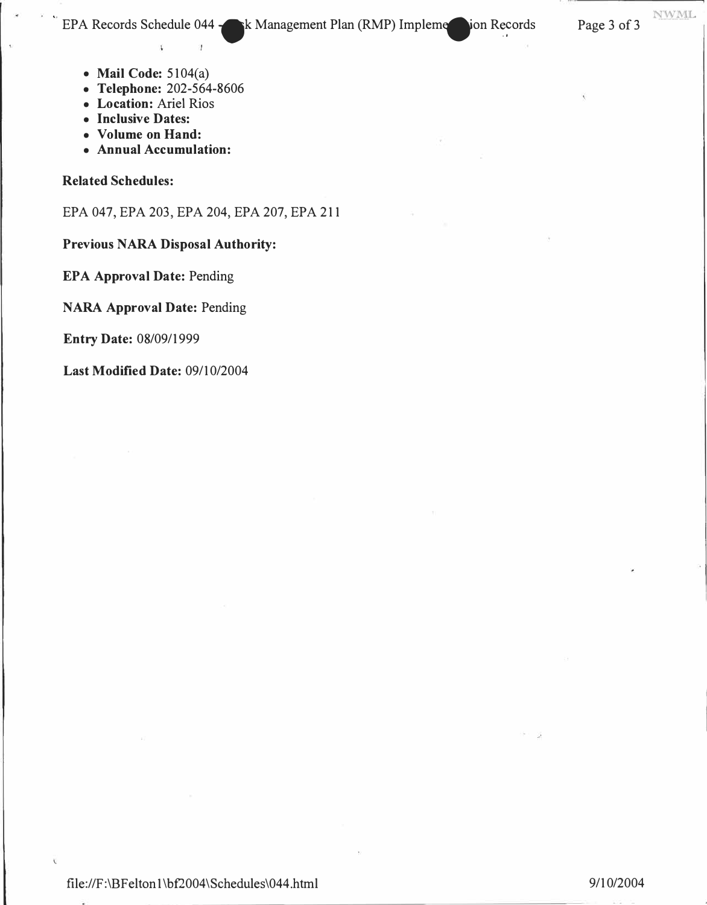- **Mail Code:** 5104(a)
- **Telephone:** 202-564-8606
- **Location:** Ariel Rios
- **Inclusive Dates:**
- **Volume on Hand:**
- **Annual Accumulation:**

**Related Schedules:**

EPA 047, EPA 203, EPA 204, EPA 207, EPA 211

**Previous NARA Disposal Authority:**

**EPA Approval Date:** Pending

**NARA Approval Date:** Pending

**Entry Date:** 08/09/1999

**Last Modified Date:** 09/10/2004